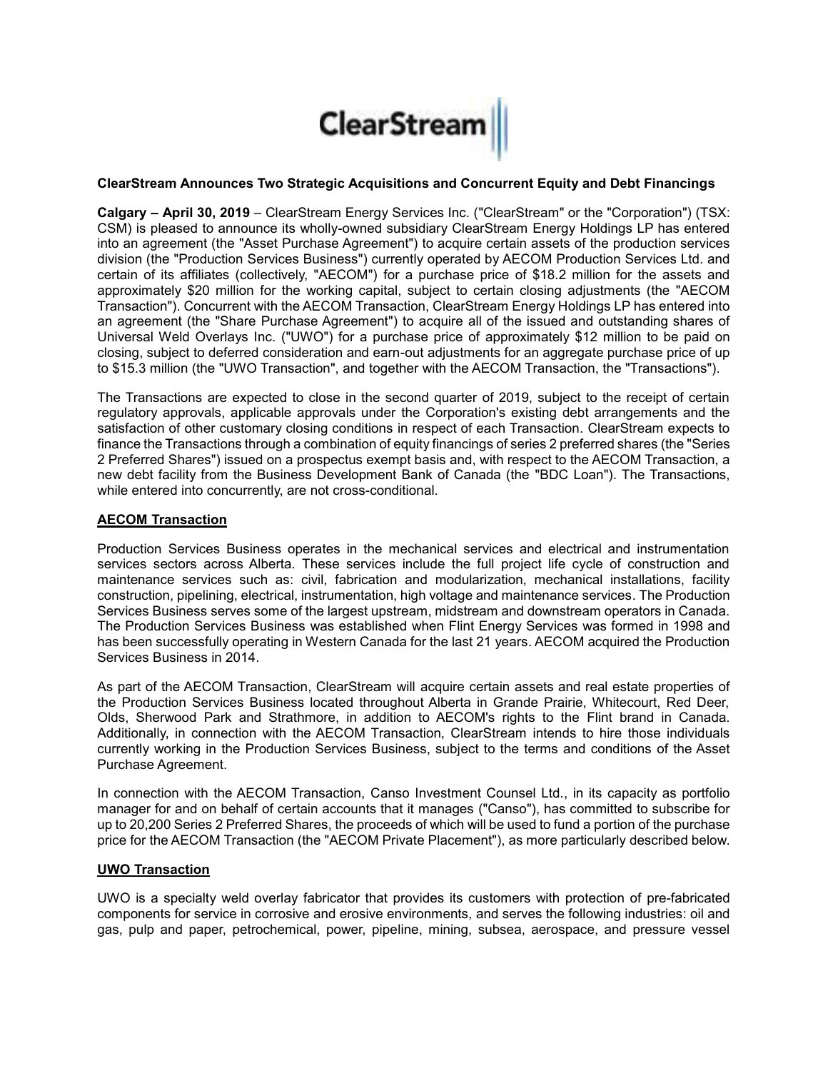ClearStream

**ClearStream Announces Two Strategic Acquisitions and Concurrent Equity and Debt Financings**

**Calgary – April 30, 2019** – ClearStream Energy Services Inc. ("ClearStream" or the "Corporation") (TSX: CSM) is pleased to announce its wholly-owned subsidiary ClearStream Energy Holdings LP has entered into an agreement (the "Asset Purchase Agreement") to acquire certain assets of the production services division (the "Production Services Business") currently operated by AECOM Production Services Ltd. and certain of its affiliates (collectively, "AECOM") for a purchase price of $18.2 million for the assets and approximately $20 million for the working capital, subject to certain closing adjustments (the "AECOM Transaction"). Concurrent with the AECOM Transaction, ClearStream Energy Holdings LP has entered into an agreement (the "Share Purchase Agreement") to acquire all of the issued and outstanding shares of Universal Weld Overlays Inc. ("UWO") for a purchase price of approximately $12 million to be paid on closing, subject to deferred consideration and earn-out adjustments for an aggregate purchase price of up to $15.3 million (the "UWO Transaction", and together with the AECOM Transaction, the "Transactions").

The Transactions are expected to close in the second quarter of 2019, subject to the receipt of certain regulatory approvals, applicable approvals under the Corporation's existing debt arrangements and the satisfaction of other customary closing conditions in respect of each Transaction. ClearStream expects to finance the Transactions through a combination of equity financings of series 2 preferred shares (the "Series 2 Preferred Shares") issued on a prospectus exempt basis and, with respect to the AECOM Transaction, a new debt facility from the Business Development Bank of Canada (the "BDC Loan"). The Transactions, while entered into concurrently, are not cross-conditional.

## AECOM Transaction

Production Services Business operates in the mechanical services and electrical and instrumentation services sectors across Alberta. These services include the full project life cycle of construction and maintenance services such as: civil, fabrication and modularization, mechanical installations, facility construction, pipelining, electrical, instrumentation, high voltage and maintenance services. The Production Services Business serves some of the largest upstream, midstream and downstream operators in Canada. The Production Services Business was established when Flint Energy Services was formed in 1998 and has been successfully operating in Western Canada for the last 21 years. AECOM acquired the Production Services Business in 2014.

As part of the AECOM Transaction, ClearStream will acquire certain assets and real estate properties of the Production Services Business located throughout Alberta in Grande Prairie, Whitecourt, Red Deer, Olds, Sherwood Park and Strathmore, in addition to AECOM's rights to the Flint brand in Canada. Additionally, in connection with the AECOM Transaction, ClearStream intends to hire those individuals currently working in the Production Services Business, subject to the terms and conditions of the Asset Purchase Agreement.

In connection with the AECOM Transaction, Canso Investment Counsel Ltd., in its capacity as portfolio manager for and on behalf of certain accounts that it manages ("Canso"), has committed to subscribe for up to 20,200 Series 2 Preferred Shares, the proceeds of which will be used to fund a portion of the purchase price for the AECOM Transaction (the "AECOM Private Placement"), as more particularly described below.

## UWO Transaction

UWO is a specialty weld overlay fabricator that provides its customers with protection of pre-fabricated components for service in corrosive and erosive environments, and serves the following industries: oil and gas, pulp and paper, petrochemical, power, pipeline, mining, subsea, aerospace, and pressure vessel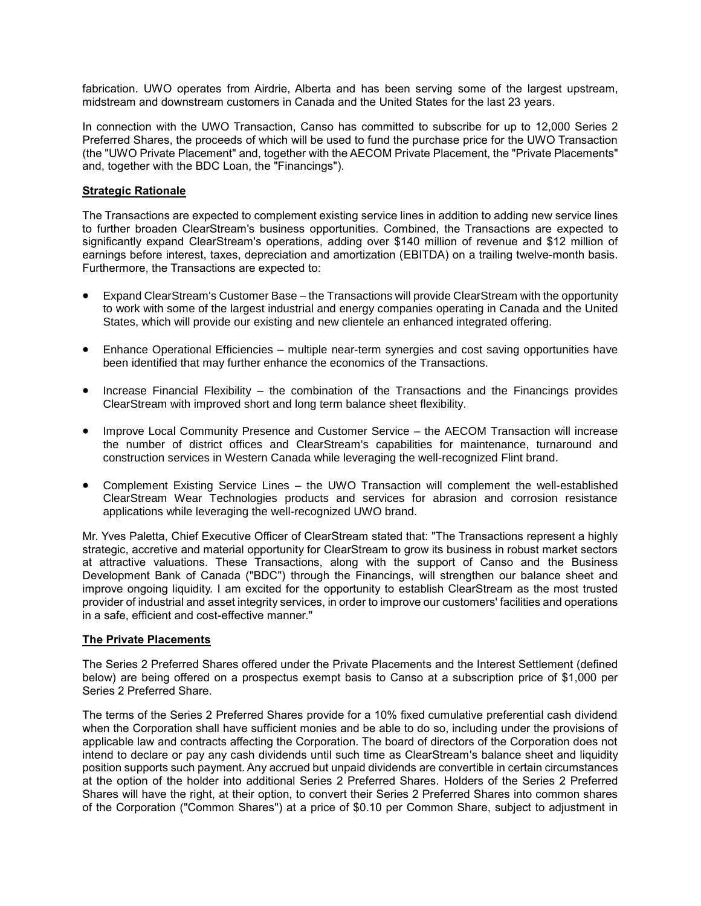fabrication. UWO operates from Airdrie, Alberta and has been serving some of the largest upstream, midstream and downstream customers in Canada and the United States for the last 23 years.

In connection with the UWO Transaction, Canso has committed to subscribe for up to 12,000 Series 2 Preferred Shares, the proceeds of which will be used to fund the purchase price for the UWO Transaction (the "UWO Private Placement" and, together with the AECOM Private Placement, the "Private Placements" and, together with the BDC Loan, the "Financings").

## Strategic Rationale

The Transactions are expected to complement existing service lines in addition to adding new service lines to further broaden ClearStream's business opportunities. Combined, the Transactions are expected to significantly expand ClearStream's operations, adding over $140 million of revenue and $12 million of earnings before interest, taxes, depreciation and amortization (EBITDA) on a trailing twelve-month basis. Furthermore, the Transactions are expected to:

- Expand ClearStream's Customer Base – the Transactions will provide ClearStream with the opportunity to work with some of the largest industrial and energy companies operating in Canada and the United States, which will provide our existing and new clientele an enhanced integrated offering.
- Enhance Operational Efficiencies – multiple near-term synergies and cost saving opportunities have been identified that may further enhance the economics of the Transactions.
- Increase Financial Flexibility – the combination of the Transactions and the Financings provides ClearStream with improved short and long term balance sheet flexibility.
- Improve Local Community Presence and Customer Service – the AECOM Transaction will increase the number of district offices and ClearStream's capabilities for maintenance, turnaround and construction services in Western Canada while leveraging the well-recognized Flint brand.
- Complement Existing Service Lines – the UWO Transaction will complement the well-established ClearStream Wear Technologies products and services for abrasion and corrosion resistance applications while leveraging the well-recognized UWO brand.

Mr. Yves Paletta, Chief Executive Officer of ClearStream stated that: "The Transactions represent a highly strategic, accretive and material opportunity for ClearStream to grow its business in robust market sectors at attractive valuations. These Transactions, along with the support of Canso and the Business Development Bank of Canada ("BDC") through the Financings, will strengthen our balance sheet and improve ongoing liquidity. I am excited for the opportunity to establish ClearStream as the most trusted provider of industrial and asset integrity services, in order to improve our customers' facilities and operations in a safe, efficient and cost-effective manner."

## The Private Placements

The Series 2 Preferred Shares offered under the Private Placements and the Interest Settlement (defined below) are being offered on a prospectus exempt basis to Canso at a subscription price of $1,000 per Series 2 Preferred Share.

The terms of the Series 2 Preferred Shares provide for a 10% fixed cumulative preferential cash dividend when the Corporation shall have sufficient monies and be able to do so, including under the provisions of applicable law and contracts affecting the Corporation. The board of directors of the Corporation does not intend to declare or pay any cash dividends until such time as ClearStream's balance sheet and liquidity position supports such payment. Any accrued but unpaid dividends are convertible in certain circumstances at the option of the holder into additional Series 2 Preferred Shares. Holders of the Series 2 Preferred Shares will have the right, at their option, to convert their Series 2 Preferred Shares into common shares of the Corporation ("Common Shares") at a price of $0.10 per Common Share, subject to adjustment in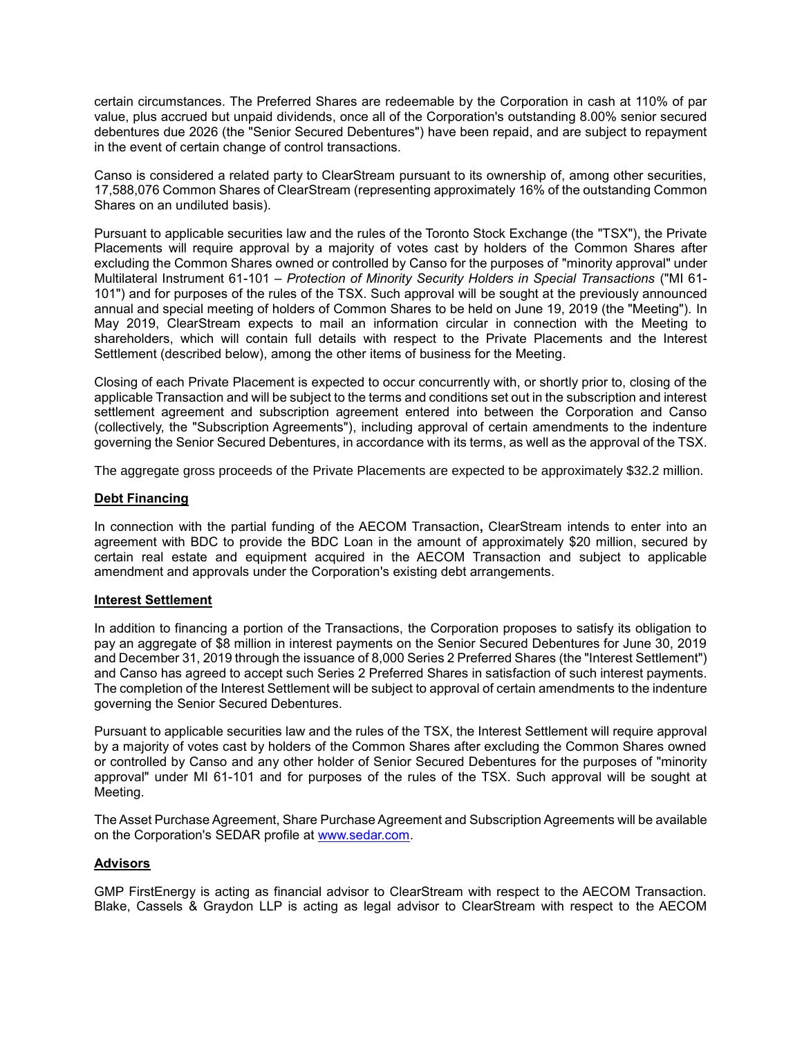certain circumstances. The Preferred Shares are redeemable by the Corporation in cash at 110% of par value, plus accrued but unpaid dividends, once all of the Corporation's outstanding 8.00% senior secured debentures due 2026 (the "Senior Secured Debentures") have been repaid, and are subject to repayment in the event of certain change of control transactions.

Canso is considered a related party to ClearStream pursuant to its ownership of, among other securities, 17,588,076 Common Shares of ClearStream (representing approximately 16% of the outstanding Common Shares on an undiluted basis).

Pursuant to applicable securities law and the rules of the Toronto Stock Exchange (the "TSX"), the Private Placements will require approval by a majority of votes cast by holders of the Common Shares after excluding the Common Shares owned or controlled by Canso for the purposes of "minority approval" under Multilateral Instrument 61-101 – *Protection of Minority Security Holders in Special Transactions* ("MI 61-101") and for purposes of the rules of the TSX. Such approval will be sought at the previously announced annual and special meeting of holders of Common Shares to be held on June 19, 2019 (the "Meeting"). In May 2019, ClearStream expects to mail an information circular in connection with the Meeting to shareholders, which will contain full details with respect to the Private Placements and the Interest Settlement (described below), among the other items of business for the Meeting.

Closing of each Private Placement is expected to occur concurrently with, or shortly prior to, closing of the applicable Transaction and will be subject to the terms and conditions set out in the subscription and interest settlement agreement and subscription agreement entered into between the Corporation and Canso (collectively, the "Subscription Agreements"), including approval of certain amendments to the indenture governing the Senior Secured Debentures, in accordance with its terms, as well as the approval of the TSX.

The aggregate gross proceeds of the Private Placements are expected to be approximately $32.2 million.

**Debt Financing**

In connection with the partial funding of the AECOM Transaction**,** ClearStream intends to enter into an agreement with BDC to provide the BDC Loan in the amount of approximately $20 million, secured by certain real estate and equipment acquired in the AECOM Transaction and subject to applicable amendment and approvals under the Corporation's existing debt arrangements.

**Interest Settlement**

In addition to financing a portion of the Transactions, the Corporation proposes to satisfy its obligation to pay an aggregate of $8 million in interest payments on the Senior Secured Debentures for June 30, 2019 and December 31, 2019 through the issuance of 8,000 Series 2 Preferred Shares (the "Interest Settlement") and Canso has agreed to accept such Series 2 Preferred Shares in satisfaction of such interest payments. The completion of the Interest Settlement will be subject to approval of certain amendments to the indenture governing the Senior Secured Debentures.

Pursuant to applicable securities law and the rules of the TSX, the Interest Settlement will require approval by a majority of votes cast by holders of the Common Shares after excluding the Common Shares owned or controlled by Canso and any other holder of Senior Secured Debentures for the purposes of "minority approval" under MI 61-101 and for purposes of the rules of the TSX. Such approval will be sought at Meeting.

The Asset Purchase Agreement, Share Purchase Agreement and Subscription Agreements will be available on the Corporation's SEDAR profile at [www.sedar.com](www.sedar.com).

**Advisors**

GMP FirstEnergy is acting as financial advisor to ClearStream with respect to the AECOM Transaction. Blake, Cassels & Graydon LLP is acting as legal advisor to ClearStream with respect to the AECOM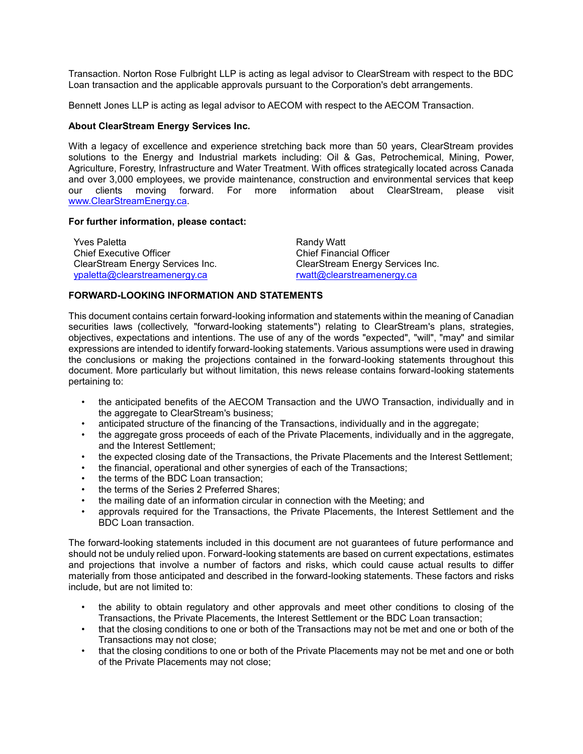Transaction. Norton Rose Fulbright LLP is acting as legal advisor to ClearStream with respect to the BDC Loan transaction and the applicable approvals pursuant to the Corporation's debt arrangements.

Bennett Jones LLP is acting as legal advisor to AECOM with respect to the AECOM Transaction.

**About ClearStream Energy Services Inc.**

With a legacy of excellence and experience stretching back more than 50 years, ClearStream provides solutions to the Energy and Industrial markets including: Oil & Gas, Petrochemical, Mining, Power, Agriculture, Forestry, Infrastructure and Water Treatment. With offices strategically located across Canada and over 3,000 employees, we provide maintenance, construction and environmental services that keep our clients moving forward. For more information about ClearStream, please visit www.ClearStreamEnergy.ca.

**For further information, please contact:**

Yves Paletta
Chief Executive Officer
ClearStream Energy Services Inc.
ypaletta@clearstreamenergy.ca

Randy Watt
Chief Financial Officer
ClearStream Energy Services Inc.
rwatt@clearstreamenergy.ca

**FORWARD-LOOKING INFORMATION AND STATEMENTS**

This document contains certain forward-looking information and statements within the meaning of Canadian securities laws (collectively, "forward-looking statements") relating to ClearStream's plans, strategies, objectives, expectations and intentions. The use of any of the words "expected", "will", "may" and similar expressions are intended to identify forward-looking statements. Various assumptions were used in drawing the conclusions or making the projections contained in the forward-looking statements throughout this document. More particularly but without limitation, this news release contains forward-looking statements pertaining to:

- the anticipated benefits of the AECOM Transaction and the UWO Transaction, individually and in the aggregate to ClearStream's business;
- anticipated structure of the financing of the Transactions, individually and in the aggregate;
- the aggregate gross proceeds of each of the Private Placements, individually and in the aggregate, and the Interest Settlement;
- the expected closing date of the Transactions, the Private Placements and the Interest Settlement;
- the financial, operational and other synergies of each of the Transactions;
- the terms of the BDC Loan transaction;
- the terms of the Series 2 Preferred Shares;
- the mailing date of an information circular in connection with the Meeting; and
- approvals required for the Transactions, the Private Placements, the Interest Settlement and the BDC Loan transaction.

The forward-looking statements included in this document are not guarantees of future performance and should not be unduly relied upon. Forward-looking statements are based on current expectations, estimates and projections that involve a number of factors and risks, which could cause actual results to differ materially from those anticipated and described in the forward-looking statements. These factors and risks include, but are not limited to:

- the ability to obtain regulatory and other approvals and meet other conditions to closing of the Transactions, the Private Placements, the Interest Settlement or the BDC Loan transaction;
- that the closing conditions to one or both of the Transactions may not be met and one or both of the Transactions may not close;
- that the closing conditions to one or both of the Private Placements may not be met and one or both of the Private Placements may not close;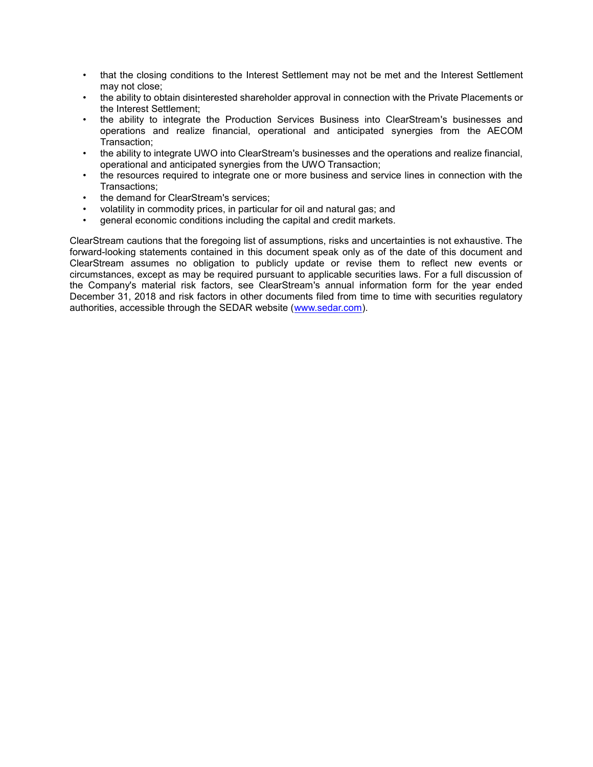- that the closing conditions to the Interest Settlement may not be met and the Interest Settlement may not close;
- the ability to obtain disinterested shareholder approval in connection with the Private Placements or the Interest Settlement;
- the ability to integrate the Production Services Business into ClearStream's businesses and operations and realize financial, operational and anticipated synergies from the AECOM Transaction;
- the ability to integrate UWO into ClearStream's businesses and the operations and realize financial, operational and anticipated synergies from the UWO Transaction;
- the resources required to integrate one or more business and service lines in connection with the Transactions;
- the demand for ClearStream's services;
- volatility in commodity prices, in particular for oil and natural gas; and
- general economic conditions including the capital and credit markets.

ClearStream cautions that the foregoing list of assumptions, risks and uncertainties is not exhaustive. The forward-looking statements contained in this document speak only as of the date of this document and ClearStream assumes no obligation to publicly update or revise them to reflect new events or circumstances, except as may be required pursuant to applicable securities laws. For a full discussion of the Company's material risk factors, see ClearStream's annual information form for the year ended December 31, 2018 and risk factors in other documents filed from time to time with securities regulatory authorities, accessible through the SEDAR website (www.sedar.com).